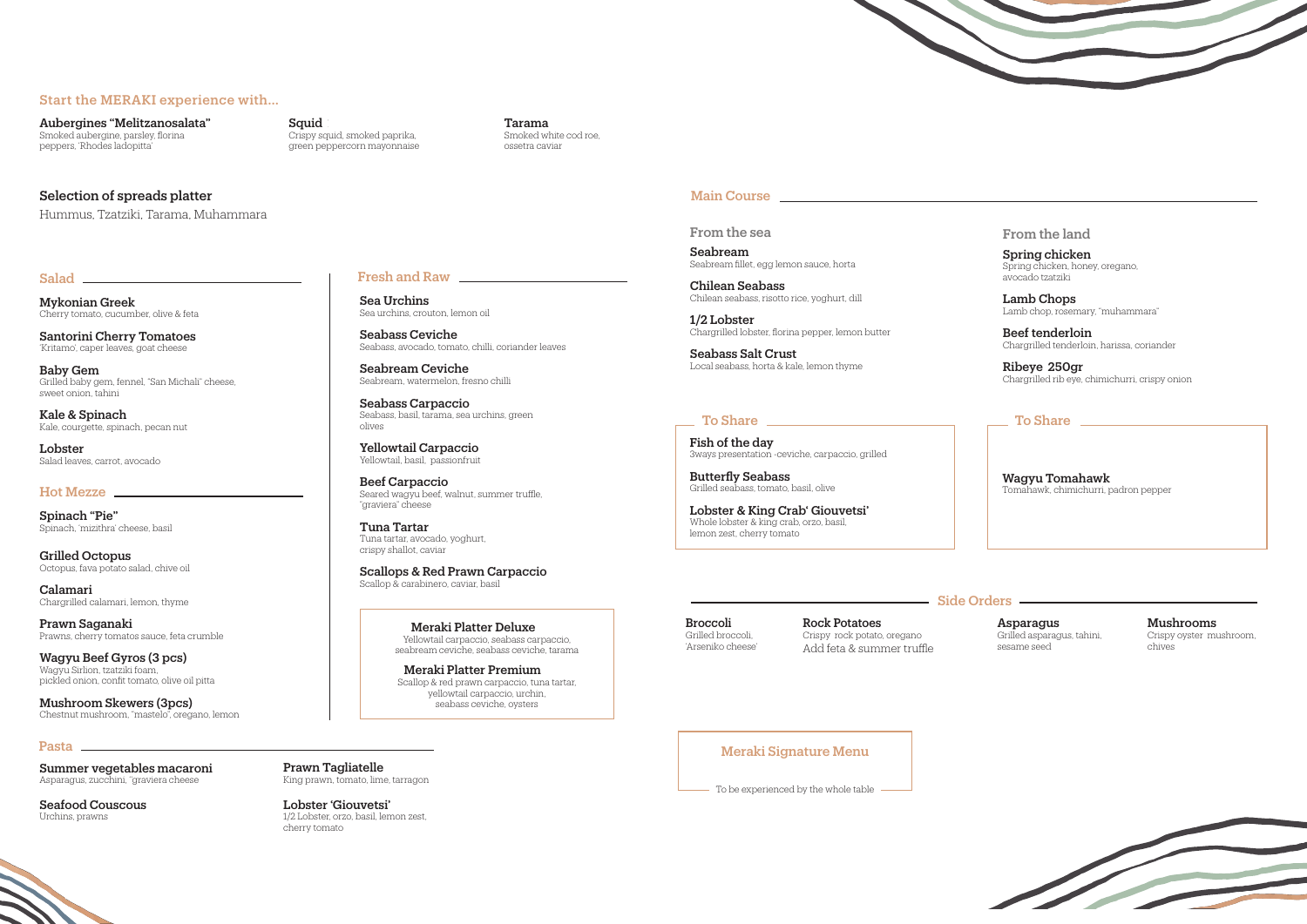## Start the MERAKI experience with...

**Aubergines "Melitzanosalata"**
Smoked aubergine, parsley, florina peppers, 'Rhodes ladopitta'

**Squid**
Crispy squid, smoked paprika, green peppercorn mayonnaise

**Tarama**
Smoked white cod roe, ossetra caviar

**Selection of spreads platter**
Hummus, Tzatziki, Tarama, Muhammara

## Salad

**Mykonian Greek**
Cherry tomato, cucumber, olive & feta

**Santorini Cherry Tomatoes**
'Kritamo', caper leaves, goat cheese

**Baby Gem**
Grilled baby gem, fennel, "San Michali" cheese, sweet onion, tahini

**Kale & Spinach**
Kale, courgette, spinach, pecan nut

**Lobster**
Salad leaves, carrot, avocado

## Hot Mezze

**Spinach "Pie"**
Spinach, 'mizithra' cheese, basil

**Grilled Octopus**
Octopus, fava potato salad, chive oil

**Calamari**
Chargrilled calamari, lemon, thyme

**Prawn Saganaki**
Prawns, cherry tomatos sauce, feta crumble

**Wagyu Beef Gyros (3 pcs)**
Wagyu Sirlion, tzatziki foam, pickled onion, confit tomato, olive oil pitta

**Mushroom Skewers (3pcs)**
Chestnut mushroom, "mastelo", oregano, lemon

## Fresh and Raw

**Sea Urchins**
Sea urchins, crouton, lemon oil

**Seabass Ceviche**
Seabass, avocado, tomato, chilli, coriander leaves

**Seabream Ceviche**
Seabream, watermelon, fresno chilli

**Seabass Carpaccio**
Seabass, basil, tarama, sea urchins, green olives

**Yellowtail Carpaccio**
Yellowtail, basil, passionfruit

**Beef Carpaccio**
Seared wagyu beef, walnut, summer truffle, "graviera" cheese

**Tuna Tartar**
Tuna tartar, avocado, yoghurt, crispy shallot, caviar

**Scallops & Red Prawn Carpaccio**
Scallop & carabinero, caviar, basil

**Meraki Platter Deluxe**
Yellowtail carpaccio, seabass carpaccio, seabream ceviche, seabass ceviche, tarama

**Meraki Platter Premium**
Scallop & red prawn carpaccio, tuna tartar, yellowtail carpaccio, urchin, seabass ceviche, oysters

## Pasta

**Summer vegetables macaroni**
Asparagus, zucchini, "graviera cheese

**Seafood Couscous**
Urchins, prawns

**Prawn Tagliatelle**
King prawn, tomato, lime, tarragon

**Lobster 'Giouvetsi'**
1/2 Lobster, orzo, basil, lemon zest, cherry tomato

## Main Course

### From the sea

**Seabream**
Seabream fillet, egg lemon sauce, horta

**Chilean Seabass**
Chilean seabass, risotto rice, yoghurt, dill

**1/2 Lobster**
Chargrilled lobster, florina pepper, lemon butter

**Seabass Salt Crust**
Local seabass, horta & kale, lemon thyme

#### To Share

**Fish of the day**
3ways presentation -ceviche, carpaccio, grilled

**Butterfly Seabass**
Grilled seabass, tomato, basil, olive

**Lobster & King Crab' Giouvetsi'**
Whole lobster & king crab, orzo, basil, lemon zest, cherry tomato

### From the land

**Spring chicken**
Spring chicken, honey, oregano, avocado tzatziki

**Lamb Chops**
Lamb chop, rosemary, "muhammara"

**Beef tenderloin**
Chargrilled tenderloin, harissa, coriander

**Ribeye 250gr**
Chargrilled rib eye, chimichurri, crispy onion

#### To Share

**Wagyu Tomahawk**
Tomahawk, chimichurri, padron pepper

## Side Orders

**Broccoli**
Grilled broccoli, 'Arseniko cheese'

**Rock Potatoes**
Crispy rock potato, oregano
Add feta & summer truffle

**Asparagus**
Grilled asparagus, tahini, sesame seed

**Mushrooms**
Crispy oyster mushroom, chives

## Meraki Signature Menu

To be experienced by the whole table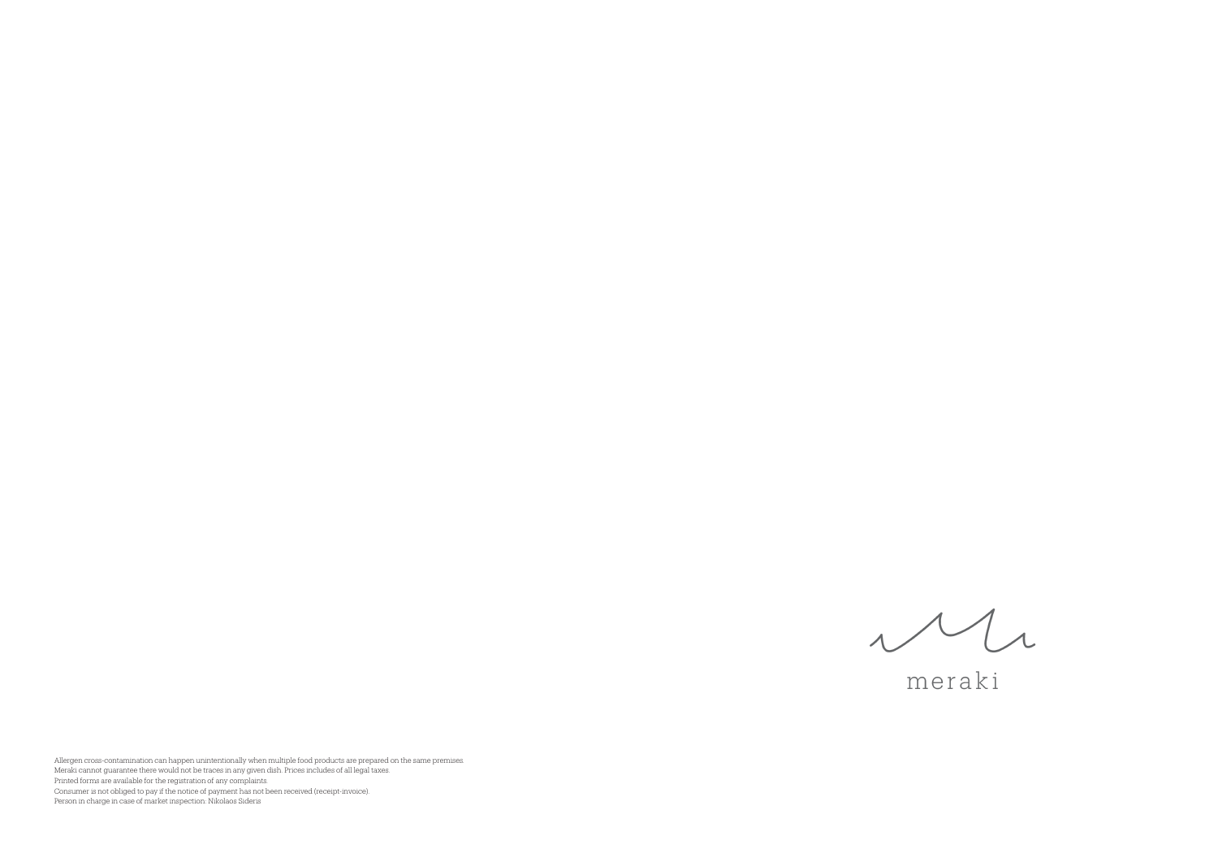meraki

Allergen cross-contamination can happen unintentionally when multiple food products are prepared on the same premises.
Meraki cannot guarantee there would not be traces in any given dish. Prices includes of all legal taxes.
Printed forms are available for the registration of any complaints.
Consumer is not obliged to pay if the notice of payment has not been received (receipt-invoice).
Person in charge in case of market inspection: Nikolaos Sideris